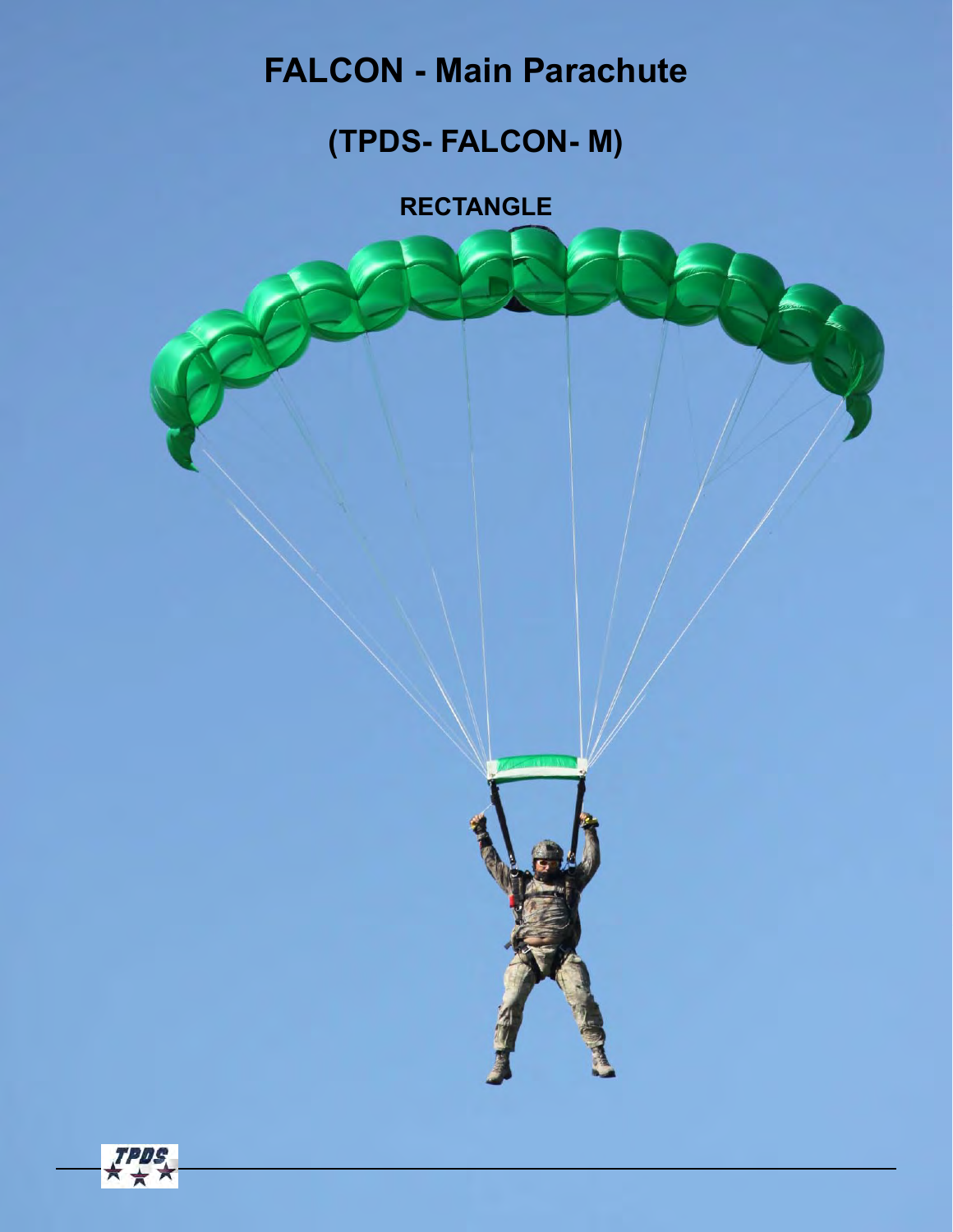# FALCON - Main Parachute

## (TPDS- FALCON- M)

### RECTANGLE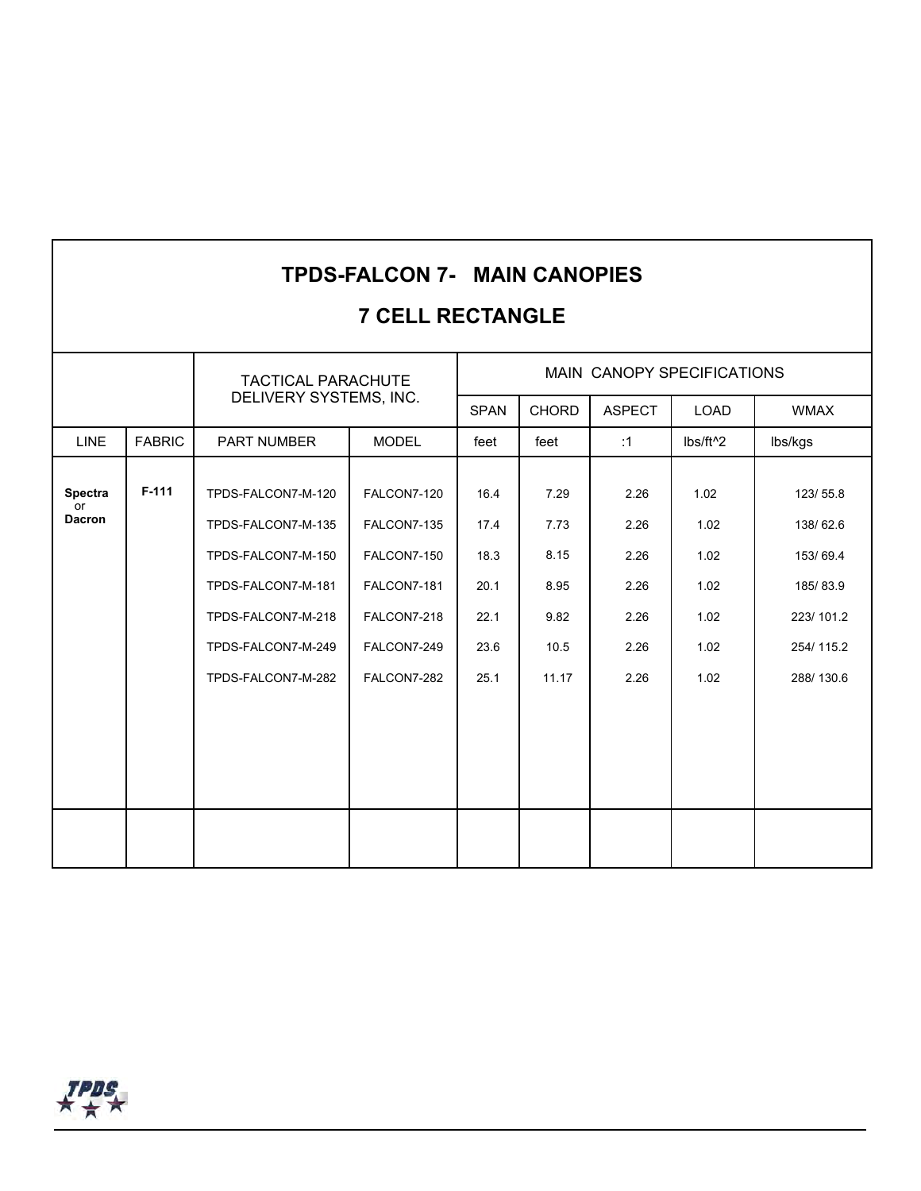# TPDS-FALCON 7- MAIN CANOPIES

## 7 CELL RECTANGLE

| | | TACTICAL PARACHUTE DELIVERY SYSTEMS, INC. | | MAIN CANOPY SPECIFICATIONS | | | | |
|---|---|---|---|---|---|---|---|---|
| | | | | SPAN | CHORD | ASPECT | LOAD | WMAX |
| LINE | FABRIC | PART NUMBER | MODEL | feet | feet | :1 | lbs/ft^2 | lbs/kgs |
| **Spectra** or **Dacron** | **F-111** | TPDS-FALCON7-M-120 | FALCON7-120 | 16.4 | 7.29 | 2.26 | 1.02 | 123/ 55.8 |
| | | TPDS-FALCON7-M-135 | FALCON7-135 | 17.4 | 7.73 | 2.26 | 1.02 | 138/ 62.6 |
| | | TPDS-FALCON7-M-150 | FALCON7-150 | 18.3 | 8.15 | 2.26 | 1.02 | 153/ 69.4 |
| | | TPDS-FALCON7-M-181 | FALCON7-181 | 20.1 | 8.95 | 2.26 | 1.02 | 185/ 83.9 |
| | | TPDS-FALCON7-M-218 | FALCON7-218 | 22.1 | 9.82 | 2.26 | 1.02 | 223/ 101.2 |
| | | TPDS-FALCON7-M-249 | FALCON7-249 | 23.6 | 10.5 | 2.26 | 1.02 | 254/ 115.2 |
| | | TPDS-FALCON7-M-282 | FALCON7-282 | 25.1 | 11.17 | 2.26 | 1.02 | 288/ 130.6 |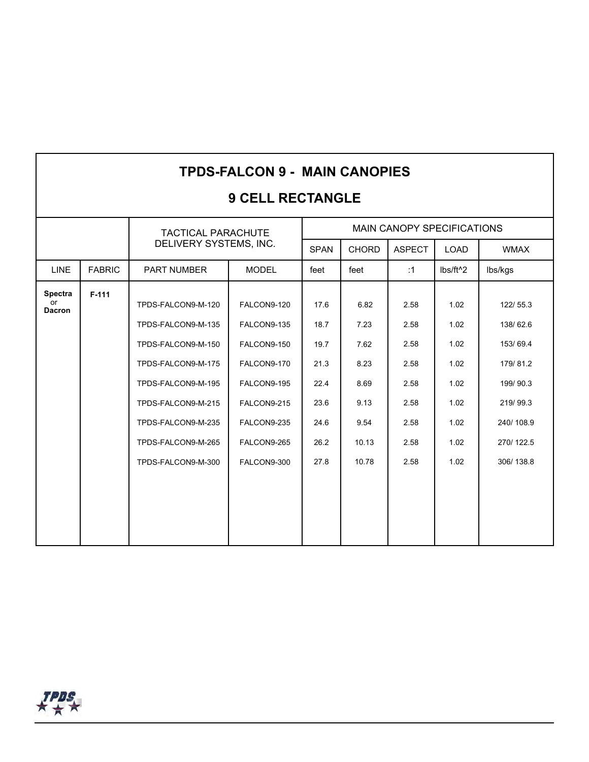## TPDS-FALCON 9 - MAIN CANOPIES

## 9 CELL RECTANGLE

| | | TACTICAL PARACHUTE DELIVERY SYSTEMS, INC. | | MAIN CANOPY SPECIFICATIONS | | | | |
|---|---|---|---|---|---|---|---|---|
| | | | | SPAN | CHORD | ASPECT | LOAD | WMAX |
| LINE | FABRIC | PART NUMBER | MODEL | feet | feet | :1 | lbs/ft^2 | lbs/kgs |
| **Spectra** or **Dacron** | **F-111** | TPDS-FALCON9-M-120 | FALCON9-120 | 17.6 | 6.82 | 2.58 | 1.02 | 122/ 55.3 |
| | | TPDS-FALCON9-M-135 | FALCON9-135 | 18.7 | 7.23 | 2.58 | 1.02 | 138/ 62.6 |
| | | TPDS-FALCON9-M-150 | FALCON9-150 | 19.7 | 7.62 | 2.58 | 1.02 | 153/ 69.4 |
| | | TPDS-FALCON9-M-175 | FALCON9-170 | 21.3 | 8.23 | 2.58 | 1.02 | 179/ 81.2 |
| | | TPDS-FALCON9-M-195 | FALCON9-195 | 22.4 | 8.69 | 2.58 | 1.02 | 199/ 90.3 |
| | | TPDS-FALCON9-M-215 | FALCON9-215 | 23.6 | 9.13 | 2.58 | 1.02 | 219/ 99.3 |
| | | TPDS-FALCON9-M-235 | FALCON9-235 | 24.6 | 9.54 | 2.58 | 1.02 | 240/ 108.9 |
| | | TPDS-FALCON9-M-265 | FALCON9-265 | 26.2 | 10.13 | 2.58 | 1.02 | 270/ 122.5 |
| | | TPDS-FALCON9-M-300 | FALCON9-300 | 27.8 | 10.78 | 2.58 | 1.02 | 306/ 138.8 |